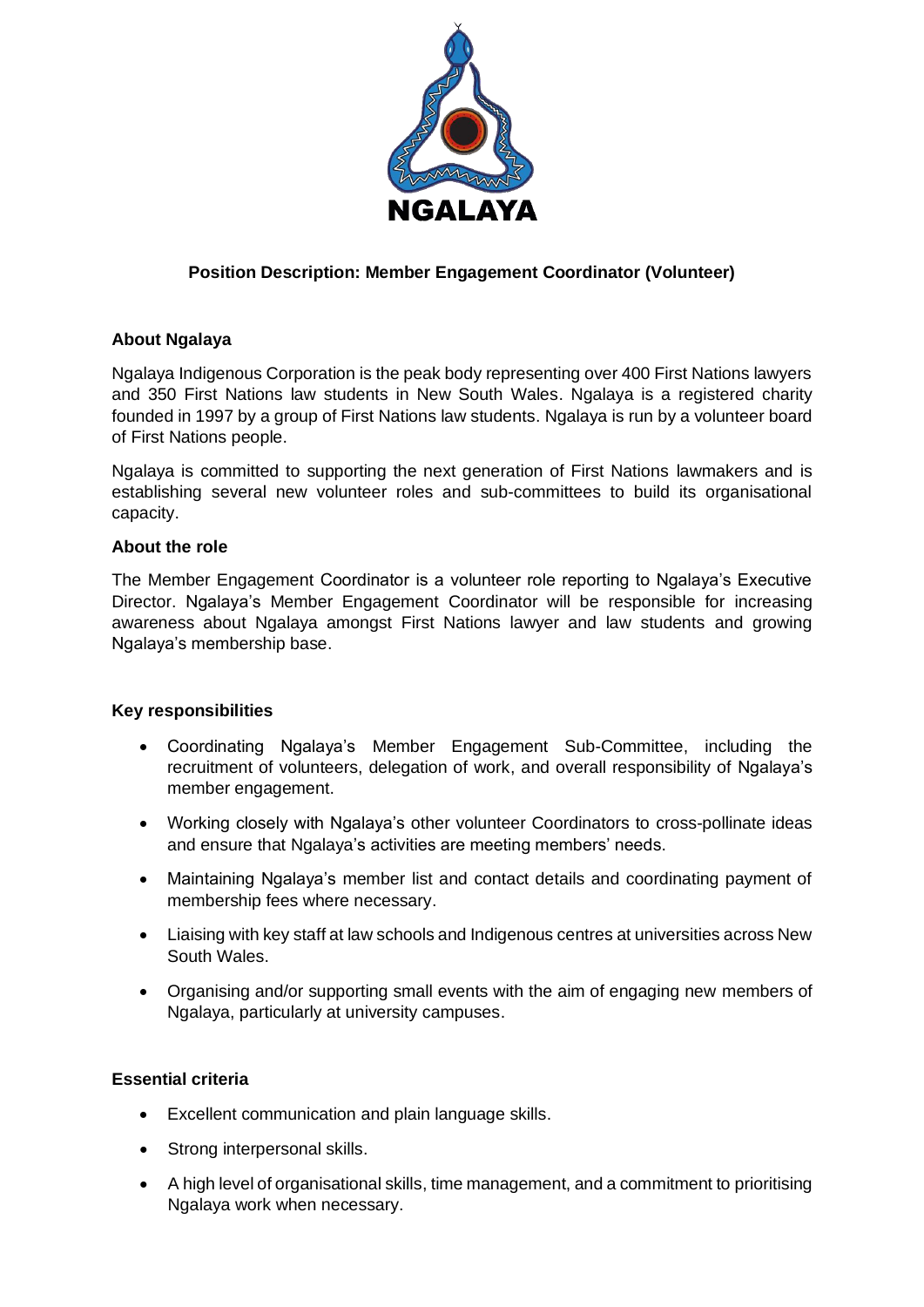NGALAYA

# Position Description: Member Engagement Coordinator (Volunteer)

## About Ngalaya

Ngalaya Indigenous Corporation is the peak body representing over 400 First Nations lawyers and 350 First Nations law students in New South Wales. Ngalaya is a registered charity founded in 1997 by a group of First Nations law students. Ngalaya is run by a volunteer board of First Nations people.

Ngalaya is committed to supporting the next generation of First Nations lawmakers and is establishing several new volunteer roles and sub-committees to build its organisational capacity.

## About the role

The Member Engagement Coordinator is a volunteer role reporting to Ngalaya's Executive Director. Ngalaya's Member Engagement Coordinator will be responsible for increasing awareness about Ngalaya amongst First Nations lawyer and law students and growing Ngalaya's membership base.

## Key responsibilities

- Coordinating Ngalaya's Member Engagement Sub-Committee, including the recruitment of volunteers, delegation of work, and overall responsibility of Ngalaya's member engagement.
- Working closely with Ngalaya's other volunteer Coordinators to cross-pollinate ideas and ensure that Ngalaya's activities are meeting members' needs.
- Maintaining Ngalaya's member list and contact details and coordinating payment of membership fees where necessary.
- Liaising with key staff at law schools and Indigenous centres at universities across New South Wales.
- Organising and/or supporting small events with the aim of engaging new members of Ngalaya, particularly at university campuses.

## Essential criteria

- Excellent communication and plain language skills.
- Strong interpersonal skills.
- A high level of organisational skills, time management, and a commitment to prioritising Ngalaya work when necessary.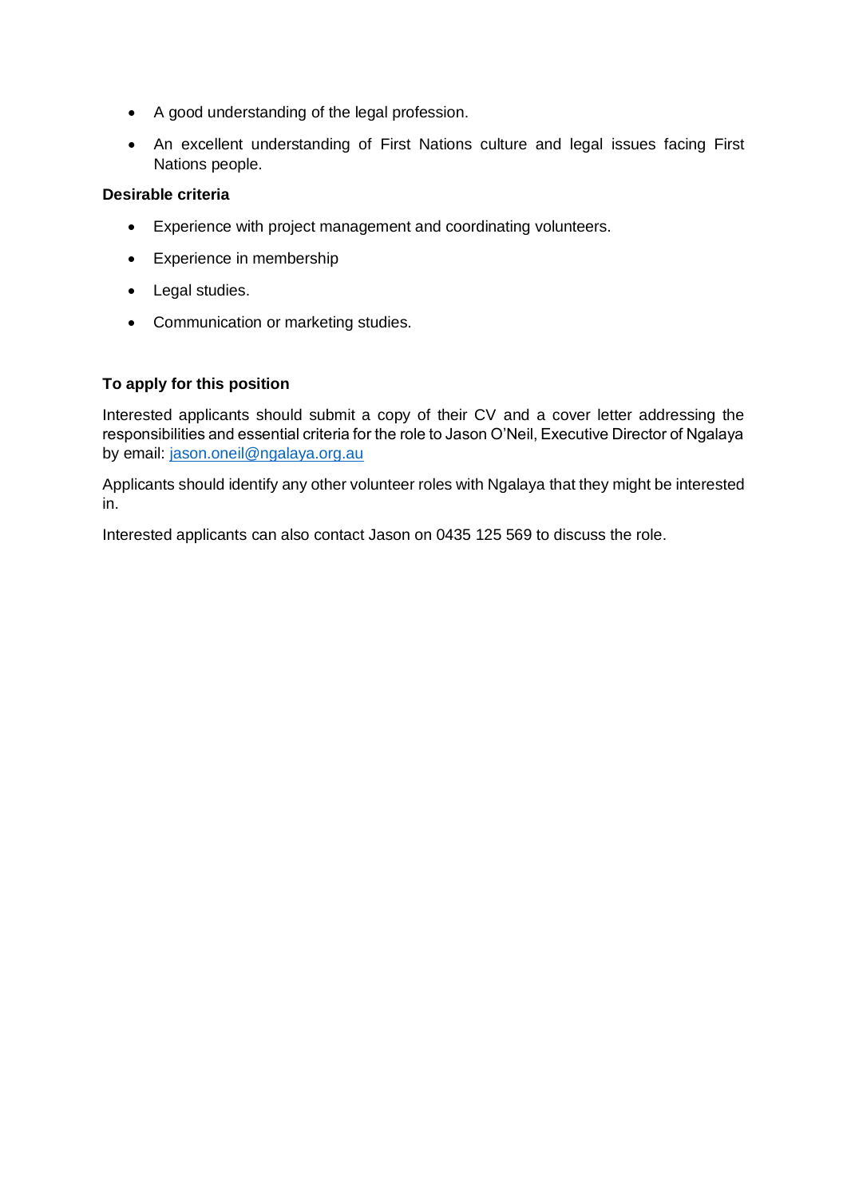- A good understanding of the legal profession.
- An excellent understanding of First Nations culture and legal issues facing First Nations people.

**Desirable criteria**

- Experience with project management and coordinating volunteers.
- Experience in membership
- Legal studies.
- Communication or marketing studies.

**To apply for this position**

Interested applicants should submit a copy of their CV and a cover letter addressing the responsibilities and essential criteria for the role to Jason O'Neil, Executive Director of Ngalaya by email: [jason.oneil@ngalaya.org.au](mailto:jason.oneil@ngalaya.org.au)

Applicants should identify any other volunteer roles with Ngalaya that they might be interested in.

Interested applicants can also contact Jason on 0435 125 569 to discuss the role.